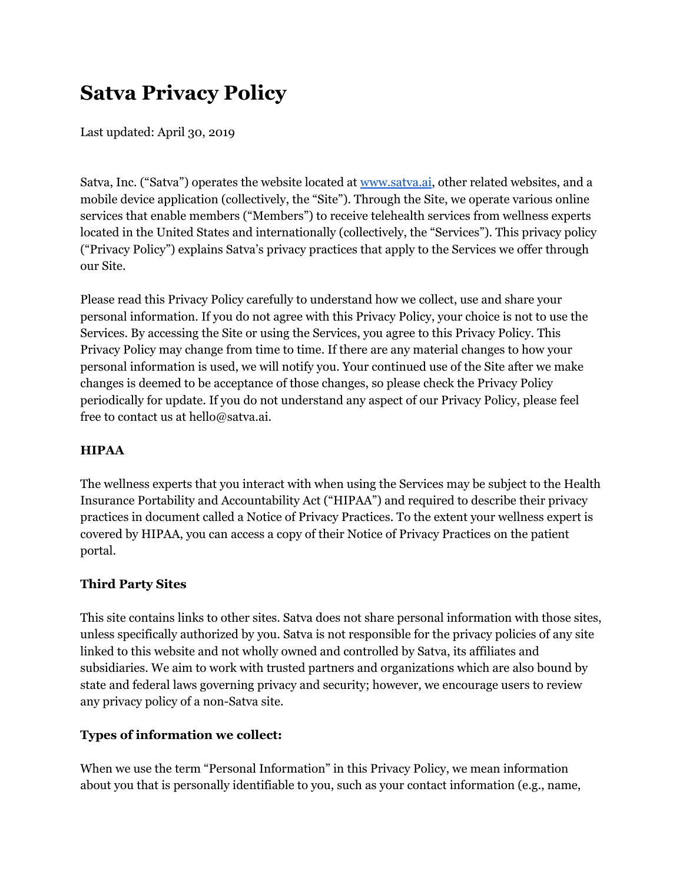# Satva Privacy Policy

Last updated: April 30, 2019

Satva, Inc. ("Satva") operates the website located at [www.satva.ai](http://www.satva.ai), other related websites, and a mobile device application (collectively, the "Site"). Through the Site, we operate various online services that enable members ("Members") to receive telehealth services from wellness experts located in the United States and internationally (collectively, the "Services"). This privacy policy ("Privacy Policy") explains Satva's privacy practices that apply to the Services we offer through our Site.

Please read this Privacy Policy carefully to understand how we collect, use and share your personal information. If you do not agree with this Privacy Policy, your choice is not to use the Services. By accessing the Site or using the Services, you agree to this Privacy Policy. This Privacy Policy may change from time to time. If there are any material changes to how your personal information is used, we will notify you. Your continued use of the Site after we make changes is deemed to be acceptance of those changes, so please check the Privacy Policy periodically for update. If you do not understand any aspect of our Privacy Policy, please feel free to contact us at hello@satva.ai.

**HIPAA**

The wellness experts that you interact with when using the Services may be subject to the Health Insurance Portability and Accountability Act ("HIPAA") and required to describe their privacy practices in document called a Notice of Privacy Practices. To the extent your wellness expert is covered by HIPAA, you can access a copy of their Notice of Privacy Practices on the patient portal.

**Third Party Sites**

This site contains links to other sites. Satva does not share personal information with those sites, unless specifically authorized by you. Satva is not responsible for the privacy policies of any site linked to this website and not wholly owned and controlled by Satva, its affiliates and subsidiaries. We aim to work with trusted partners and organizations which are also bound by state and federal laws governing privacy and security; however, we encourage users to review any privacy policy of a non-Satva site.

**Types of information we collect:**

When we use the term "Personal Information" in this Privacy Policy, we mean information about you that is personally identifiable to you, such as your contact information (e.g., name,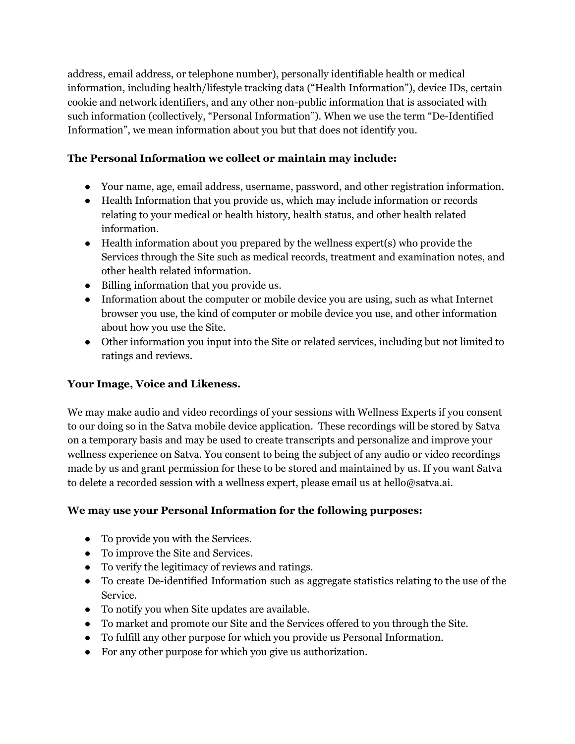address, email address, or telephone number), personally identifiable health or medical information, including health/lifestyle tracking data (“Health Information”), device IDs, certain cookie and network identifiers, and any other non-public information that is associated with such information (collectively, “Personal Information”). When we use the term “De-Identified Information”, we mean information about you but that does not identify you.

**The Personal Information we collect or maintain may include:**

- Your name, age, email address, username, password, and other registration information.
- Health Information that you provide us, which may include information or records relating to your medical or health history, health status, and other health related information.
- Health information about you prepared by the wellness expert(s) who provide the Services through the Site such as medical records, treatment and examination notes, and other health related information.
- Billing information that you provide us.
- Information about the computer or mobile device you are using, such as what Internet browser you use, the kind of computer or mobile device you use, and other information about how you use the Site.
- Other information you input into the Site or related services, including but not limited to ratings and reviews.

**Your Image, Voice and Likeness.**

We may make audio and video recordings of your sessions with Wellness Experts if you consent to our doing so in the Satva mobile device application. These recordings will be stored by Satva on a temporary basis and may be used to create transcripts and personalize and improve your wellness experience on Satva. You consent to being the subject of any audio or video recordings made by us and grant permission for these to be stored and maintained by us. If you want Satva to delete a recorded session with a wellness expert, please email us at hello@satva.ai.

**We may use your Personal Information for the following purposes:**

- To provide you with the Services.
- To improve the Site and Services.
- To verify the legitimacy of reviews and ratings.
- To create De-identified Information such as aggregate statistics relating to the use of the Service.
- To notify you when Site updates are available.
- To market and promote our Site and the Services offered to you through the Site.
- To fulfill any other purpose for which you provide us Personal Information.
- For any other purpose for which you give us authorization.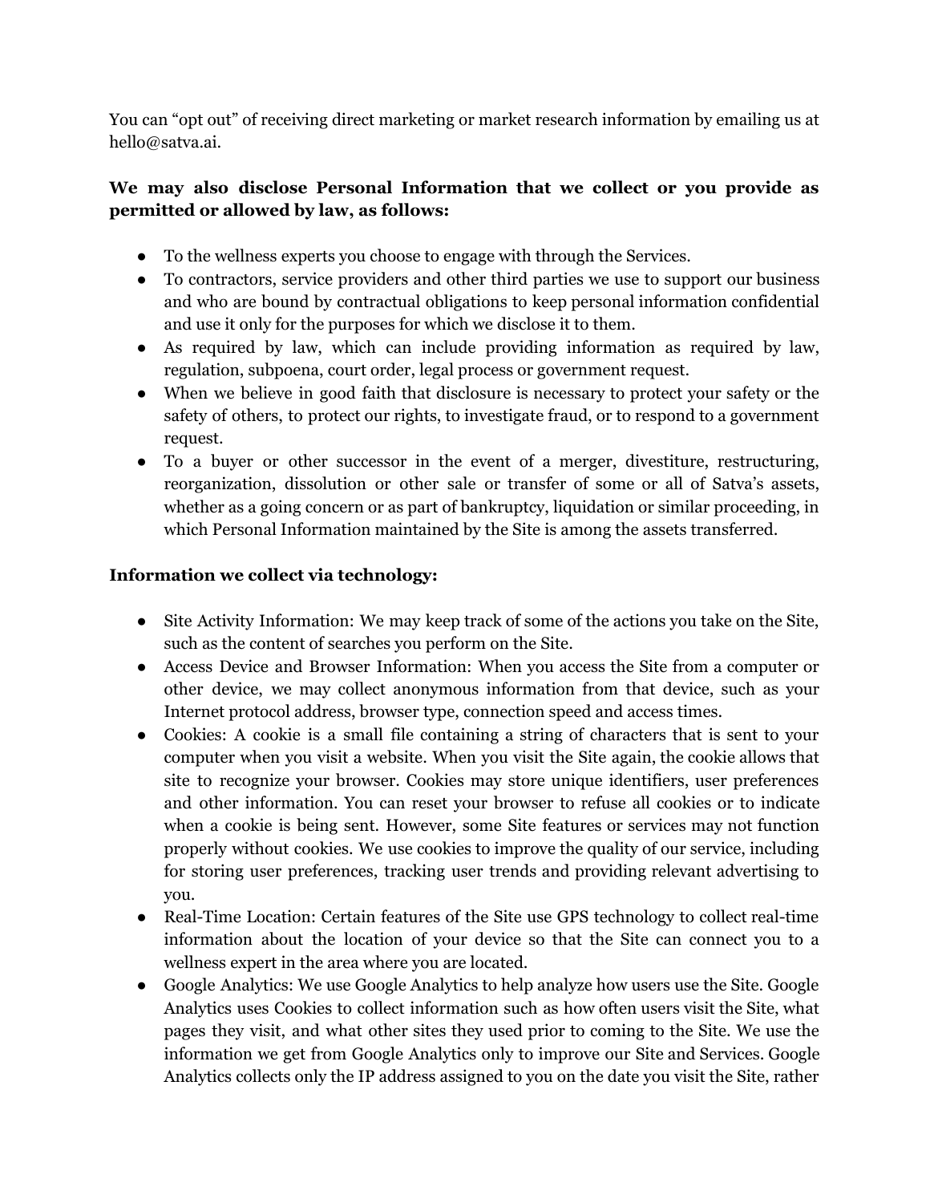You can “opt out” of receiving direct marketing or market research information by emailing us at hello@satva.ai.

**We may also disclose Personal Information that we collect or you provide as permitted or allowed by law, as follows:**

- To the wellness experts you choose to engage with through the Services.
- To contractors, service providers and other third parties we use to support our business and who are bound by contractual obligations to keep personal information confidential and use it only for the purposes for which we disclose it to them.
- As required by law, which can include providing information as required by law, regulation, subpoena, court order, legal process or government request.
- When we believe in good faith that disclosure is necessary to protect your safety or the safety of others, to protect our rights, to investigate fraud, or to respond to a government request.
- To a buyer or other successor in the event of a merger, divestiture, restructuring, reorganization, dissolution or other sale or transfer of some or all of Satva’s assets, whether as a going concern or as part of bankruptcy, liquidation or similar proceeding, in which Personal Information maintained by the Site is among the assets transferred.

**Information we collect via technology:**

- Site Activity Information: We may keep track of some of the actions you take on the Site, such as the content of searches you perform on the Site.
- Access Device and Browser Information: When you access the Site from a computer or other device, we may collect anonymous information from that device, such as your Internet protocol address, browser type, connection speed and access times.
- Cookies: A cookie is a small file containing a string of characters that is sent to your computer when you visit a website. When you visit the Site again, the cookie allows that site to recognize your browser. Cookies may store unique identifiers, user preferences and other information. You can reset your browser to refuse all cookies or to indicate when a cookie is being sent. However, some Site features or services may not function properly without cookies. We use cookies to improve the quality of our service, including for storing user preferences, tracking user trends and providing relevant advertising to you.
- Real-Time Location: Certain features of the Site use GPS technology to collect real-time information about the location of your device so that the Site can connect you to a wellness expert in the area where you are located.
- Google Analytics: We use Google Analytics to help analyze how users use the Site. Google Analytics uses Cookies to collect information such as how often users visit the Site, what pages they visit, and what other sites they used prior to coming to the Site. We use the information we get from Google Analytics only to improve our Site and Services. Google Analytics collects only the IP address assigned to you on the date you visit the Site, rather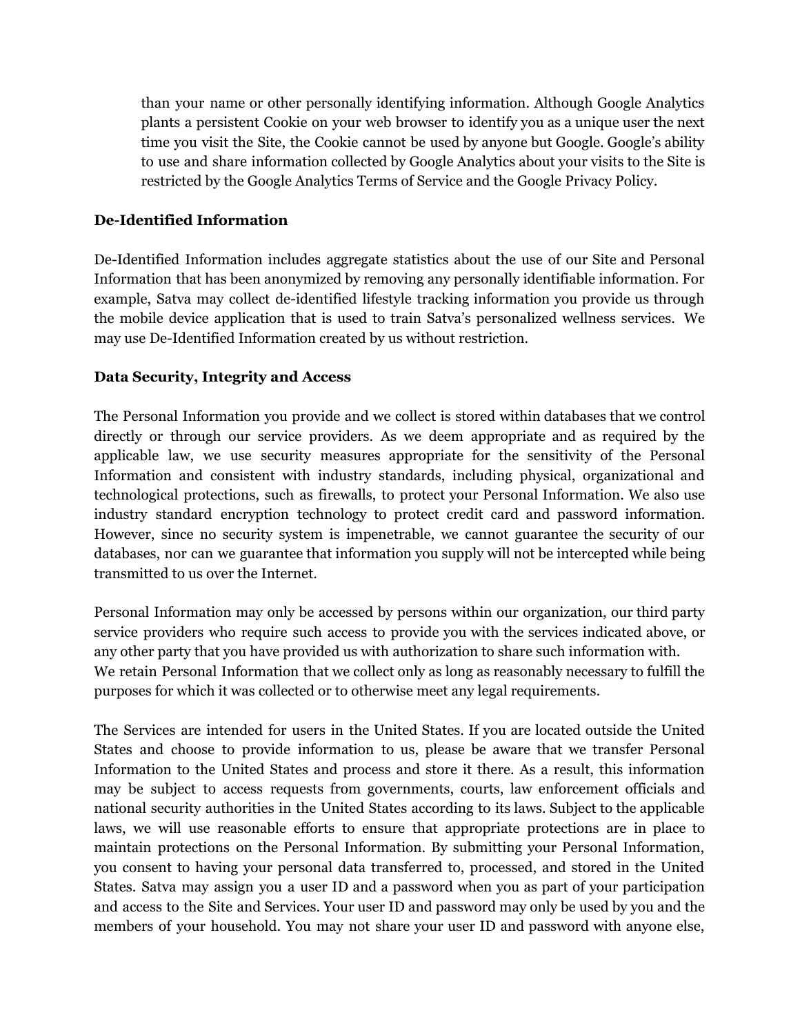than your name or other personally identifying information. Although Google Analytics plants a persistent Cookie on your web browser to identify you as a unique user the next time you visit the Site, the Cookie cannot be used by anyone but Google. Google's ability to use and share information collected by Google Analytics about your visits to the Site is restricted by the Google Analytics Terms of Service and the Google Privacy Policy.

**De-Identified Information**

De-Identified Information includes aggregate statistics about the use of our Site and Personal Information that has been anonymized by removing any personally identifiable information. For example, Satva may collect de-identified lifestyle tracking information you provide us through the mobile device application that is used to train Satva's personalized wellness services. We may use De-Identified Information created by us without restriction.

**Data Security, Integrity and Access**

The Personal Information you provide and we collect is stored within databases that we control directly or through our service providers. As we deem appropriate and as required by the applicable law, we use security measures appropriate for the sensitivity of the Personal Information and consistent with industry standards, including physical, organizational and technological protections, such as firewalls, to protect your Personal Information. We also use industry standard encryption technology to protect credit card and password information. However, since no security system is impenetrable, we cannot guarantee the security of our databases, nor can we guarantee that information you supply will not be intercepted while being transmitted to us over the Internet.

Personal Information may only be accessed by persons within our organization, our third party service providers who require such access to provide you with the services indicated above, or any other party that you have provided us with authorization to share such information with. We retain Personal Information that we collect only as long as reasonably necessary to fulfill the purposes for which it was collected or to otherwise meet any legal requirements.

The Services are intended for users in the United States. If you are located outside the United States and choose to provide information to us, please be aware that we transfer Personal Information to the United States and process and store it there. As a result, this information may be subject to access requests from governments, courts, law enforcement officials and national security authorities in the United States according to its laws. Subject to the applicable laws, we will use reasonable efforts to ensure that appropriate protections are in place to maintain protections on the Personal Information. By submitting your Personal Information, you consent to having your personal data transferred to, processed, and stored in the United States. Satva may assign you a user ID and a password when you as part of your participation and access to the Site and Services. Your user ID and password may only be used by you and the members of your household. You may not share your user ID and password with anyone else,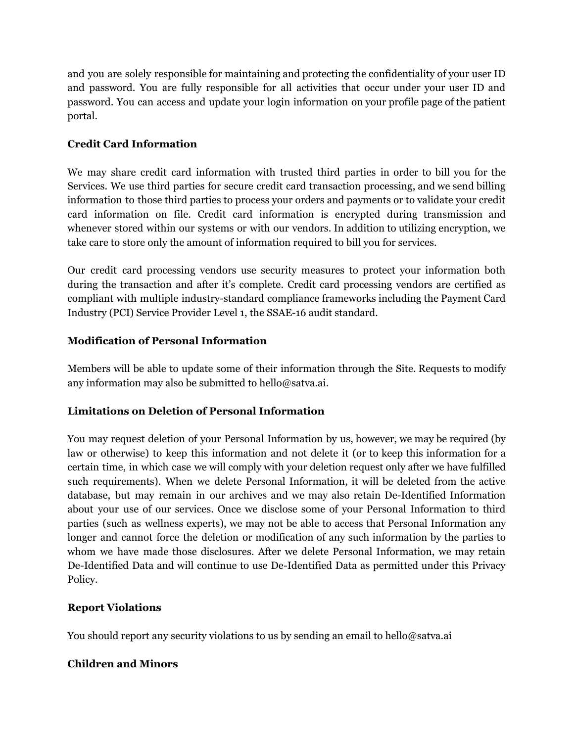and you are solely responsible for maintaining and protecting the confidentiality of your user ID and password. You are fully responsible for all activities that occur under your user ID and password. You can access and update your login information on your profile page of the patient portal.

**Credit Card Information**

We may share credit card information with trusted third parties in order to bill you for the Services. We use third parties for secure credit card transaction processing, and we send billing information to those third parties to process your orders and payments or to validate your credit card information on file. Credit card information is encrypted during transmission and whenever stored within our systems or with our vendors. In addition to utilizing encryption, we take care to store only the amount of information required to bill you for services.

Our credit card processing vendors use security measures to protect your information both during the transaction and after it's complete. Credit card processing vendors are certified as compliant with multiple industry-standard compliance frameworks including the Payment Card Industry (PCI) Service Provider Level 1, the SSAE-16 audit standard.

**Modification of Personal Information**

Members will be able to update some of their information through the Site. Requests to modify any information may also be submitted to hello@satva.ai.

**Limitations on Deletion of Personal Information**

You may request deletion of your Personal Information by us, however, we may be required (by law or otherwise) to keep this information and not delete it (or to keep this information for a certain time, in which case we will comply with your deletion request only after we have fulfilled such requirements). When we delete Personal Information, it will be deleted from the active database, but may remain in our archives and we may also retain De-Identified Information about your use of our services. Once we disclose some of your Personal Information to third parties (such as wellness experts), we may not be able to access that Personal Information any longer and cannot force the deletion or modification of any such information by the parties to whom we have made those disclosures. After we delete Personal Information, we may retain De-Identified Data and will continue to use De-Identified Data as permitted under this Privacy Policy.

**Report Violations**

You should report any security violations to us by sending an email to hello@satva.ai

**Children and Minors**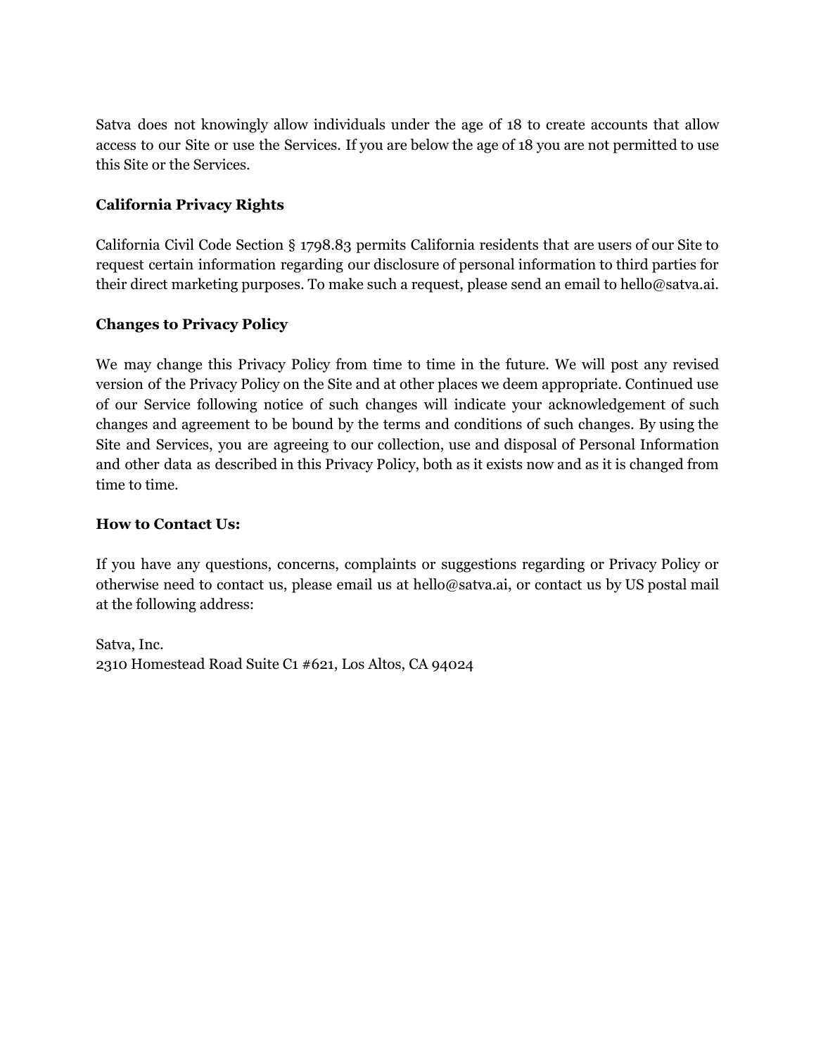Satva does not knowingly allow individuals under the age of 18 to create accounts that allow access to our Site or use the Services. If you are below the age of 18 you are not permitted to use this Site or the Services.

**California Privacy Rights**

California Civil Code Section § 1798.83 permits California residents that are users of our Site to request certain information regarding our disclosure of personal information to third parties for their direct marketing purposes. To make such a request, please send an email to hello@satva.ai.

**Changes to Privacy Policy**

We may change this Privacy Policy from time to time in the future. We will post any revised version of the Privacy Policy on the Site and at other places we deem appropriate. Continued use of our Service following notice of such changes will indicate your acknowledgement of such changes and agreement to be bound by the terms and conditions of such changes. By using the Site and Services, you are agreeing to our collection, use and disposal of Personal Information and other data as described in this Privacy Policy, both as it exists now and as it is changed from time to time.

**How to Contact Us:**

If you have any questions, concerns, complaints or suggestions regarding or Privacy Policy or otherwise need to contact us, please email us at hello@satva.ai, or contact us by US postal mail at the following address:

Satva, Inc.
2310 Homestead Road Suite C1 #621, Los Altos, CA 94024